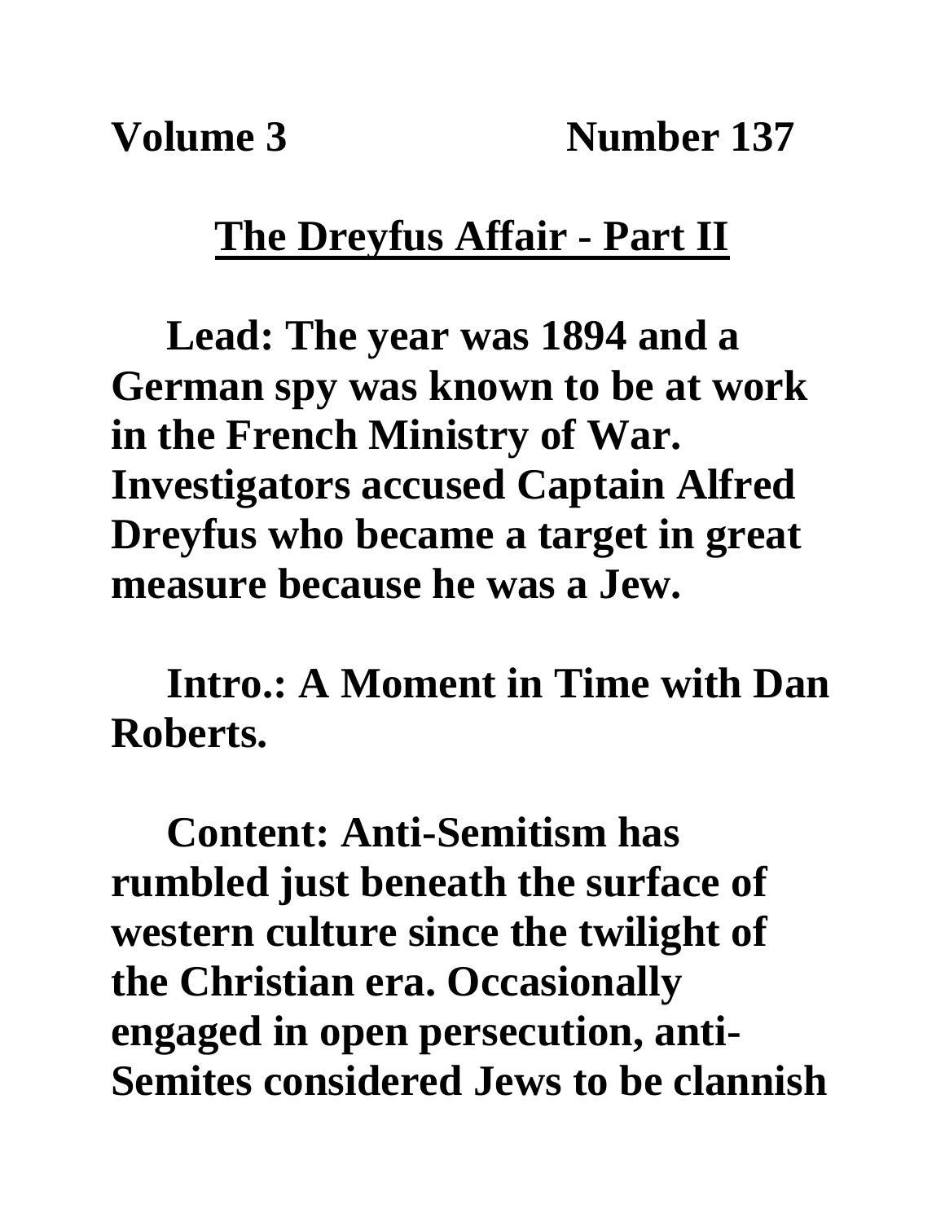**Volume 3 Number 137**

# The Dreyfus Affair - Part II

**Lead: The year was 1894 and a German spy was known to be at work in the French Ministry of War. Investigators accused Captain Alfred Dreyfus who became a target in great measure because he was a Jew.**

**Intro.: A Moment in Time with Dan Roberts.**

**Content: Anti-Semitism has rumbled just beneath the surface of western culture since the twilight of the Christian era. Occasionally engaged in open persecution, anti-Semites considered Jews to be clannish**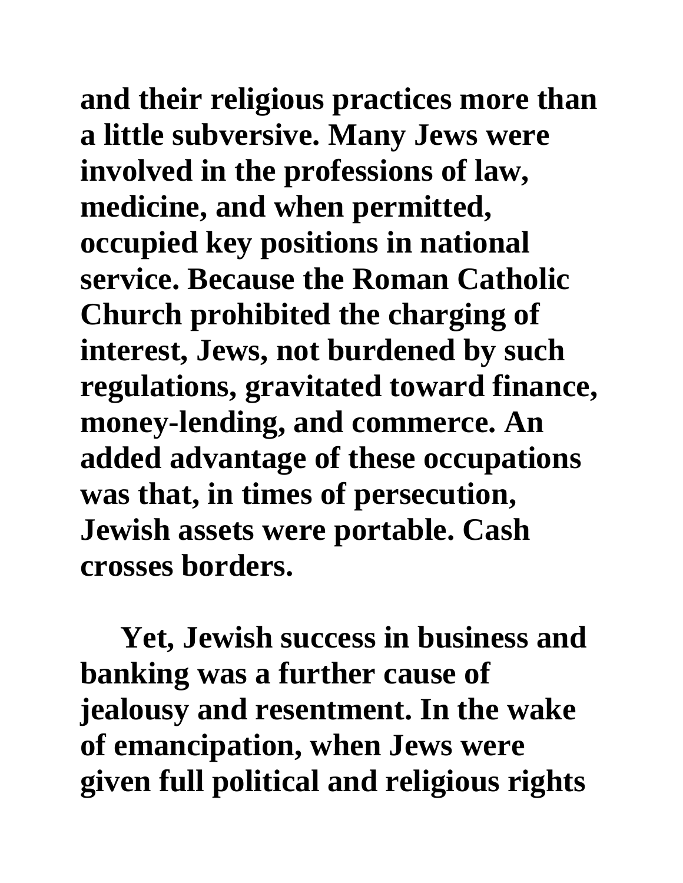and their religious practices more than a little subversive. Many Jews were involved in the professions of law, medicine, and when permitted, occupied key positions in national service. Because the Roman Catholic Church prohibited the charging of interest, Jews, not burdened by such regulations, gravitated toward finance, money-lending, and commerce. An added advantage of these occupations was that, in times of persecution, Jewish assets were portable. Cash crosses borders.

Yet, Jewish success in business and banking was a further cause of jealousy and resentment. In the wake of emancipation, when Jews were given full political and religious rights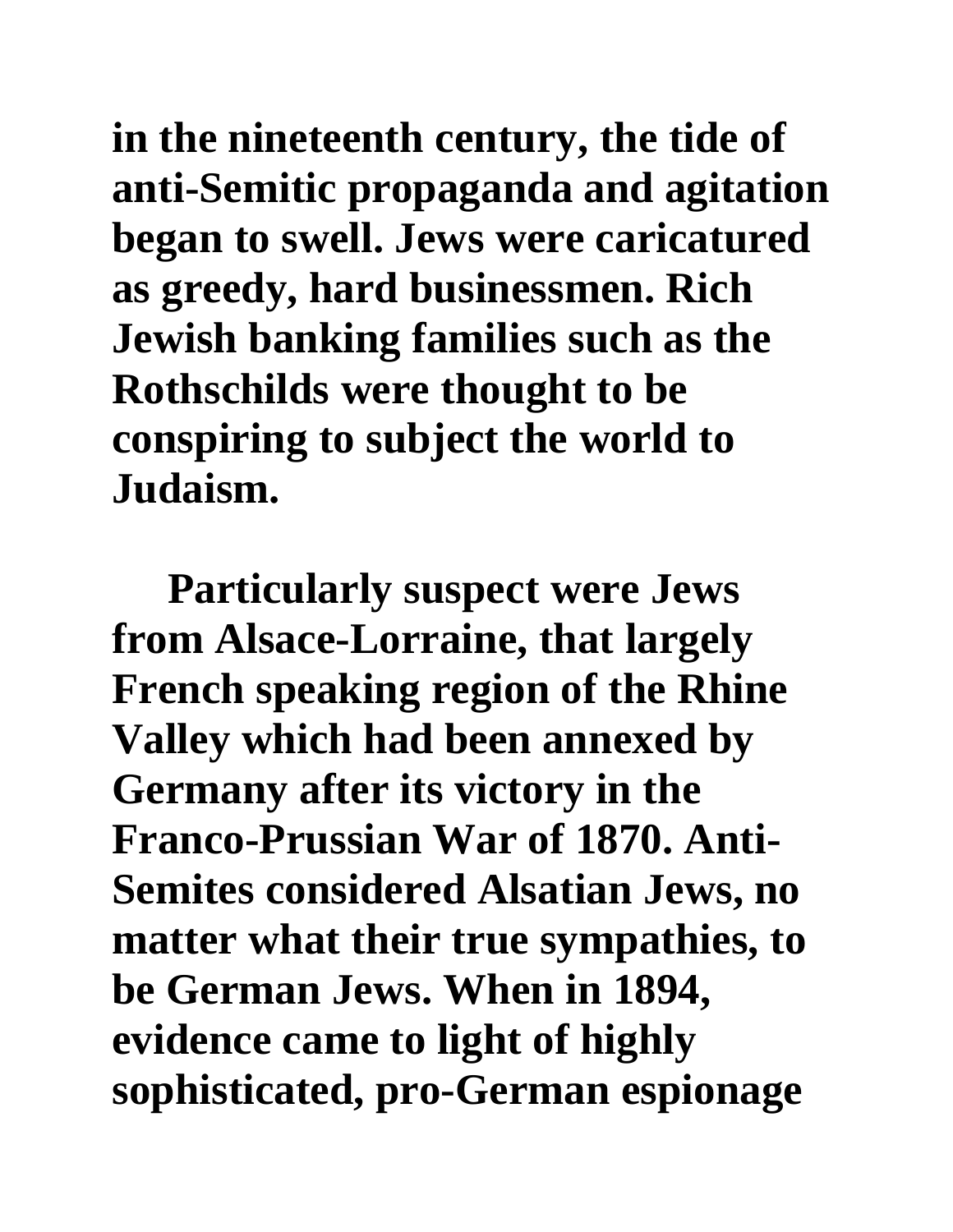in the nineteenth century, the tide of anti-Semitic propaganda and agitation began to swell. Jews were caricatured as greedy, hard businessmen. Rich Jewish banking families such as the Rothschilds were thought to be conspiring to subject the world to Judaism.

Particularly suspect were Jews from Alsace-Lorraine, that largely French speaking region of the Rhine Valley which had been annexed by Germany after its victory in the Franco-Prussian War of 1870. Anti-Semites considered Alsatian Jews, no matter what their true sympathies, to be German Jews. When in 1894, evidence came to light of highly sophisticated, pro-German espionage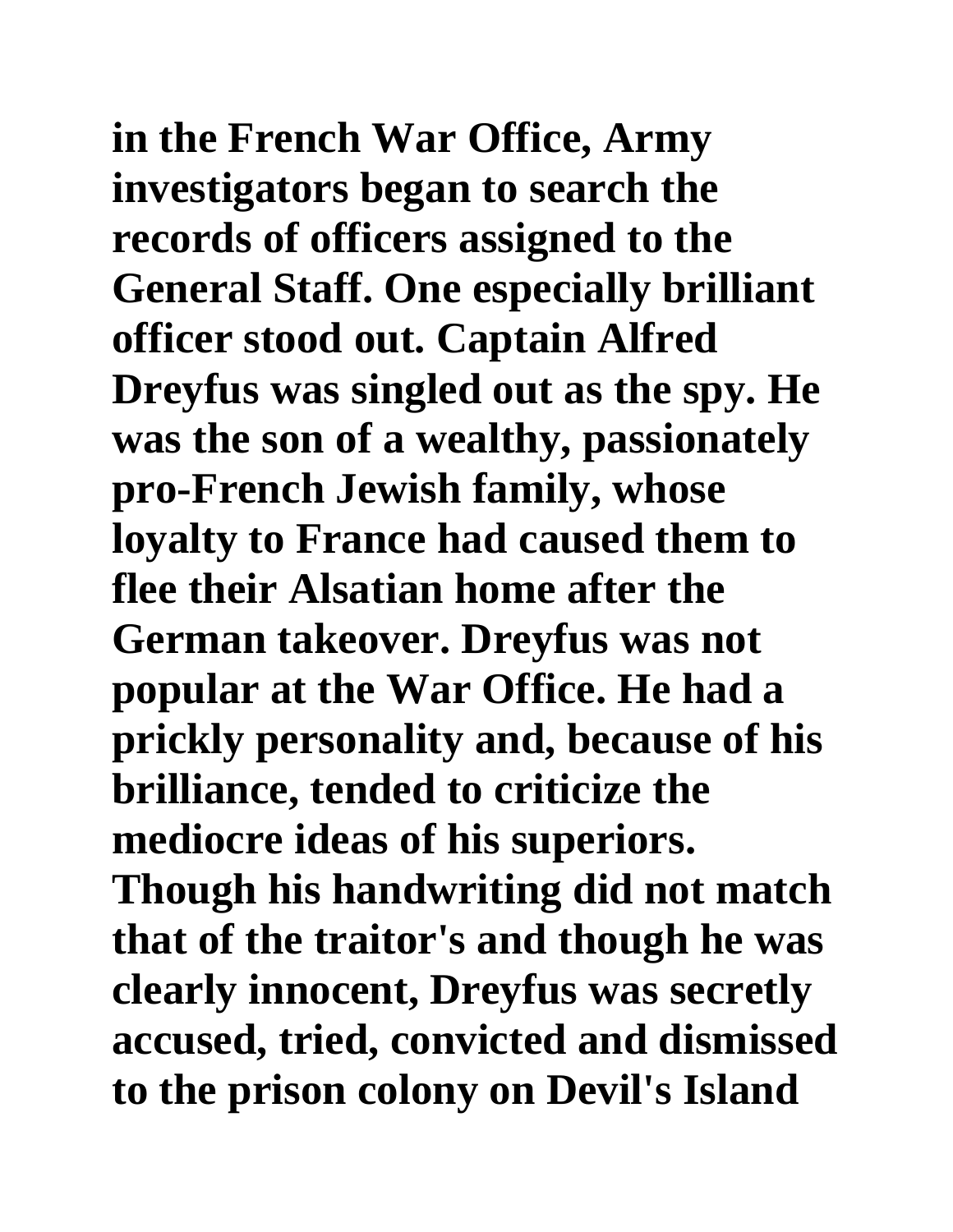in the French War Office, Army investigators began to search the records of officers assigned to the General Staff. One especially brilliant officer stood out. Captain Alfred Dreyfus was singled out as the spy. He was the son of a wealthy, passionately pro-French Jewish family, whose loyalty to France had caused them to flee their Alsatian home after the German takeover. Dreyfus was not popular at the War Office. He had a prickly personality and, because of his brilliance, tended to criticize the mediocre ideas of his superiors. Though his handwriting did not match that of the traitor's and though he was clearly innocent, Dreyfus was secretly accused, tried, convicted and dismissed to the prison colony on Devil's Island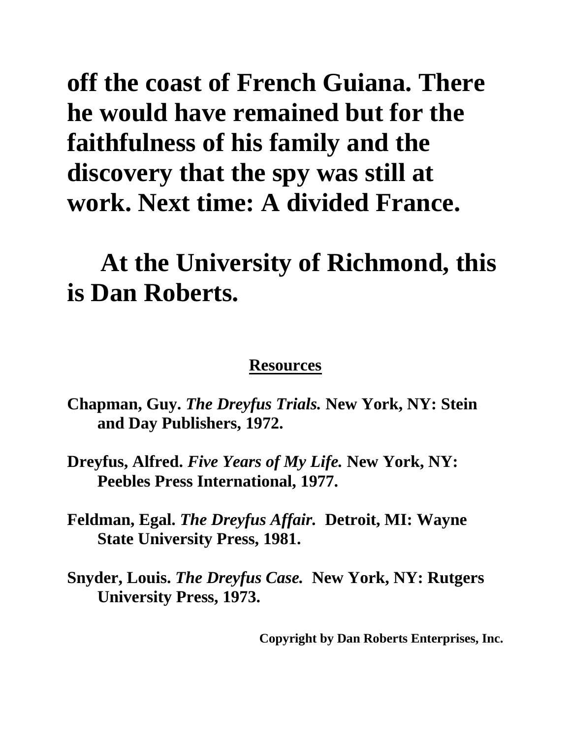**off the coast of French Guiana. There he would have remained but for the faithfulness of his family and the discovery that the spy was still at work. Next time: A divided France.**

**At the University of Richmond, this is Dan Roberts.**

**Resources**

**Chapman, Guy. *The Dreyfus Trials.* New York, NY: Stein and Day Publishers, 1972.**

**Dreyfus, Alfred. *Five Years of My Life.* New York, NY: Peebles Press International, 1977.**

**Feldman, Egal. *The Dreyfus Affair.* Detroit, MI: Wayne State University Press, 1981.**

**Snyder, Louis. *The Dreyfus Case.* New York, NY: Rutgers University Press, 1973.**

**Copyright by Dan Roberts Enterprises, Inc.**